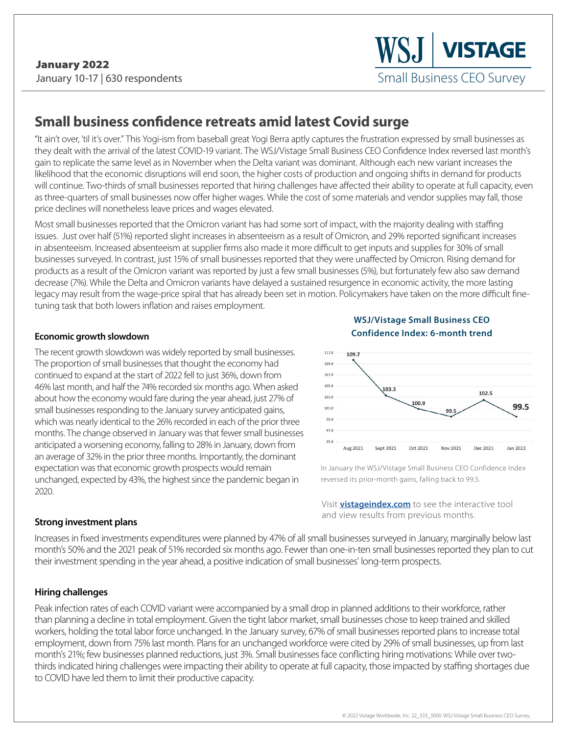**January 2022**
January 10-17 | 630 respondents

**WSJ | VISTAGE**
Small Business CEO Survey

# Small business confidence retreats amid latest Covid surge

"It ain't over, 'til it's over." This Yogi-ism from baseball great Yogi Berra aptly captures the frustration expressed by small businesses as they dealt with the arrival of the latest COVID-19 variant. The WSJ/Vistage Small Business CEO Confidence Index reversed last month's gain to replicate the same level as in November when the Delta variant was dominant. Although each new variant increases the likelihood that the economic disruptions will end soon, the higher costs of production and ongoing shifts in demand for products will continue. Two-thirds of small businesses reported that hiring challenges have affected their ability to operate at full capacity, even as three-quarters of small businesses now offer higher wages. While the cost of some materials and vendor supplies may fall, those price declines will nonetheless leave prices and wages elevated.

Most small businesses reported that the Omicron variant has had some sort of impact, with the majority dealing with staffing issues. Just over half (51%) reported slight increases in absenteeism as a result of Omicron, and 29% reported significant increases in absenteeism. Increased absenteeism at supplier firms also made it more difficult to get inputs and supplies for 30% of small businesses surveyed. In contrast, just 15% of small businesses reported that they were unaffected by Omicron. Rising demand for products as a result of the Omicron variant was reported by just a few small businesses (5%), but fortunately few also saw demand decrease (7%). While the Delta and Omicron variants have delayed a sustained resurgence in economic activity, the more lasting legacy may result from the wage-price spiral that has already been set in motion. Policymakers have taken on the more difficult fine-tuning task that both lowers inflation and raises employment.

### Economic growth slowdown

The recent growth slowdown was widely reported by small businesses. The proportion of small businesses that thought the economy had continued to expand at the start of 2022 fell to just 36%, down from 46% last month, and half the 74% recorded six months ago. When asked about how the economy would fare during the year ahead, just 27% of small businesses responding to the January survey anticipated gains, which was nearly identical to the 26% recorded in each of the prior three months. The change observed in January was that fewer small businesses anticipated a worsening economy, falling to 28% in January, down from an average of 32% in the prior three months. Importantly, the dominant expectation was that economic growth prospects would remain unchanged, expected by 43%, the highest since the pandemic began in 2020.

**WSJ/Vistage Small Business CEO Confidence Index: 6-month trend**

| Aug 2021 | Sept 2021 | Oct 2021 | Nov 2021 | Dec 2021 | Jan 2022 |
|---|---|---|---|---|---|
| 109.7 | 103.3 | 100.9 | 99.5 | 102.5 | 99.5 |

In January the WSJ/Vistage Small Business CEO Confidence Index reversed its prior-month gains, falling back to 99.5.

Visit **vistageindex.com** to see the interactive tool and view results from previous months.

### Strong investment plans

Increases in fixed investments expenditures were planned by 47% of all small businesses surveyed in January, marginally below last month's 50% and the 2021 peak of 51% recorded six months ago. Fewer than one-in-ten small businesses reported they plan to cut their investment spending in the year ahead, a positive indication of small businesses' long-term prospects.

### Hiring challenges

Peak infection rates of each COVID variant were accompanied by a small drop in planned additions to their workforce, rather than planning a decline in total employment. Given the tight labor market, small businesses chose to keep trained and skilled workers, holding the total labor force unchanged. In the January survey, 67% of small businesses reported plans to increase total employment, down from 75% last month. Plans for an unchanged workforce were cited by 29% of small businesses, up from last month's 21%; few businesses planned reductions, just 3%. Small businesses face conflicting hiring motivations: While over two-thirds indicated hiring challenges were impacting their ability to operate at full capacity, those impacted by staffing shortages due to COVID have led them to limit their productive capacity.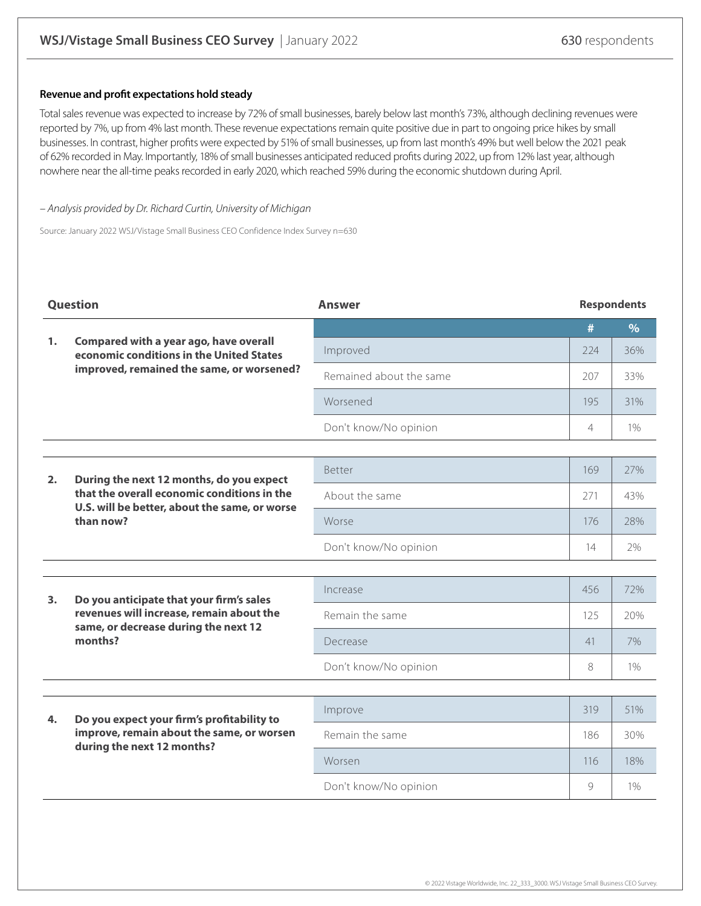## Revenue and profit expectations hold steady

Total sales revenue was expected to increase by 72% of small businesses, barely below last month's 73%, although declining revenues were reported by 7%, up from 4% last month. These revenue expectations remain quite positive due in part to ongoing price hikes by small businesses. In contrast, higher profits were expected by 51% of small businesses, up from last month's 49% but well below the 2021 peak of 62% recorded in May. Importantly, 18% of small businesses anticipated reduced profits during 2022, up from 12% last year, although nowhere near the all-time peaks recorded in early 2020, which reached 59% during the economic shutdown during April.

*– Analysis provided by Dr. Richard Curtin, University of Michigan*

Source: January 2022 WSJ/Vistage Small Business CEO Confidence Index Survey n=630

| Question | Answer | Respondents # | Respondents % |
|---|---|---|---|
| **1. Compared with a year ago, have overall economic conditions in the United States improved, remained the same, or worsened?** | Improved | 224 | 36% |
| | Remained about the same | 207 | 33% |
| | Worsened | 195 | 31% |
| | Don't know/No opinion | 4 | 1% |
| **2. During the next 12 months, do you expect that the overall economic conditions in the U.S. will be better, about the same, or worse than now?** | Better | 169 | 27% |
| | About the same | 271 | 43% |
| | Worse | 176 | 28% |
| | Don't know/No opinion | 14 | 2% |
| **3. Do you anticipate that your firm's sales revenues will increase, remain about the same, or decrease during the next 12 months?** | Increase | 456 | 72% |
| | Remain the same | 125 | 20% |
| | Decrease | 41 | 7% |
| | Don't know/No opinion | 8 | 1% |
| **4. Do you expect your firm's profitability to improve, remain about the same, or worsen during the next 12 months?** | Improve | 319 | 51% |
| | Remain the same | 186 | 30% |
| | Worsen | 116 | 18% |
| | Don't know/No opinion | 9 | 1% |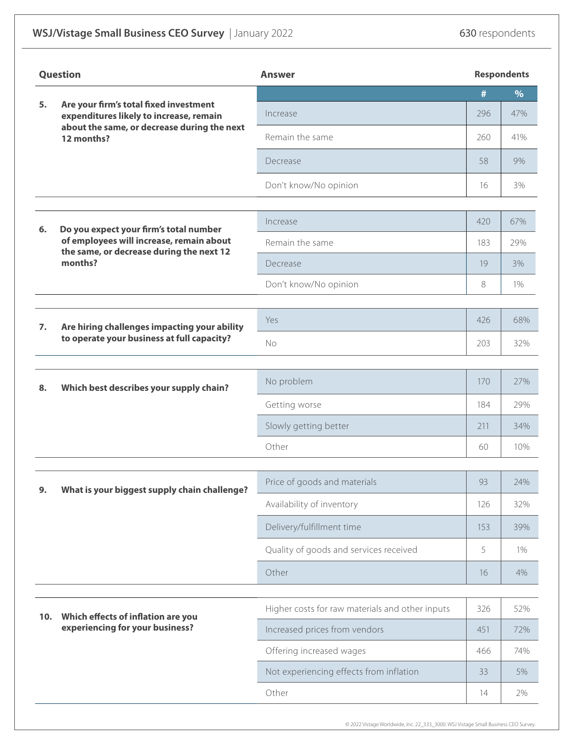**WSJ/Vistage Small Business CEO Survey** | January 2022 — **630** respondents

| Question | Answer | # | % |
|---|---|---|---|
| **5. Are your firm's total fixed investment expenditures likely to increase, remain about the same, or decrease during the next 12 months?** | Increase | 296 | 47% |
| | Remain the same | 260 | 41% |
| | Decrease | 58 | 9% |
| | Don't know/No opinion | 16 | 3% |
| **6. Do you expect your firm's total number of employees will increase, remain about the same, or decrease during the next 12 months?** | Increase | 420 | 67% |
| | Remain the same | 183 | 29% |
| | Decrease | 19 | 3% |
| | Don't know/No opinion | 8 | 1% |
| **7. Are hiring challenges impacting your ability to operate your business at full capacity?** | Yes | 426 | 68% |
| | No | 203 | 32% |
| **8. Which best describes your supply chain?** | No problem | 170 | 27% |
| | Getting worse | 184 | 29% |
| | Slowly getting better | 211 | 34% |
| | Other | 60 | 10% |
| **9. What is your biggest supply chain challenge?** | Price of goods and materials | 93 | 24% |
| | Availability of inventory | 126 | 32% |
| | Delivery/fulfillment time | 153 | 39% |
| | Quality of goods and services received | 5 | 1% |
| | Other | 16 | 4% |
| **10. Which effects of inflation are you experiencing for your business?** | Higher costs for raw materials and other inputs | 326 | 52% |
| | Increased prices from vendors | 451 | 72% |
| | Offering increased wages | 466 | 74% |
| | Not experiencing effects from inflation | 33 | 5% |
| | Other | 14 | 2% |

© 2022 Vistage Worldwide, Inc. 22_333_3000. WSJ Vistage Small Business CEO Survey.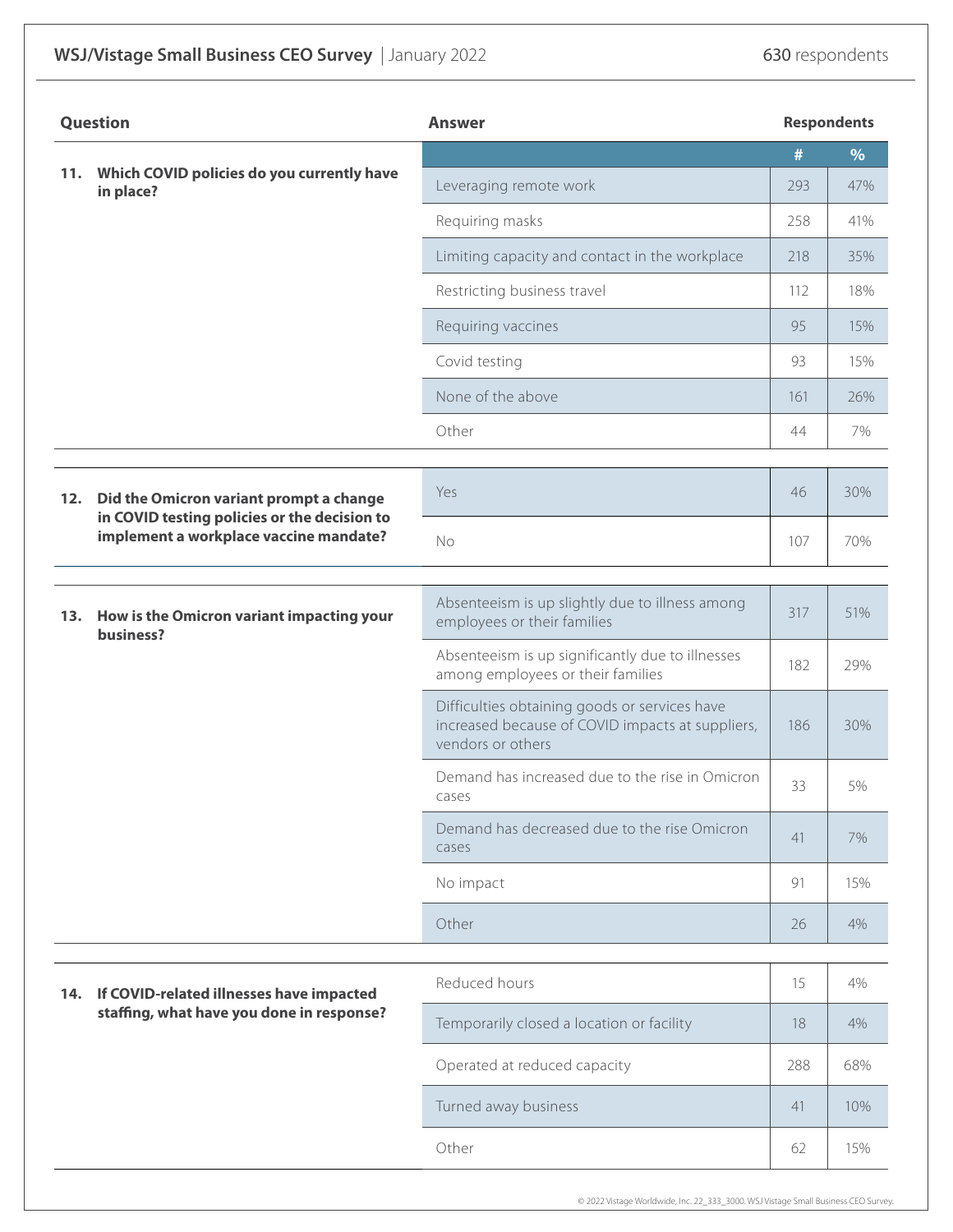**WSJ/Vistage Small Business CEO Survey** | January 2022 — **630** respondents

| Question | Answer | # | % |
|---|---|---|---|
| **11. Which COVID policies do you currently have in place?** | Leveraging remote work | 293 | 47% |
| | Requiring masks | 258 | 41% |
| | Limiting capacity and contact in the workplace | 218 | 35% |
| | Restricting business travel | 112 | 18% |
| | Requiring vaccines | 95 | 15% |
| | Covid testing | 93 | 15% |
| | None of the above | 161 | 26% |
| | Other | 44 | 7% |
| **12. Did the Omicron variant prompt a change in COVID testing policies or the decision to implement a workplace vaccine mandate?** | Yes | 46 | 30% |
| | No | 107 | 70% |
| **13. How is the Omicron variant impacting your business?** | Absenteeism is up slightly due to illness among employees or their families | 317 | 51% |
| | Absenteeism is up significantly due to illnesses among employees or their families | 182 | 29% |
| | Difficulties obtaining goods or services have increased because of COVID impacts at suppliers, vendors or others | 186 | 30% |
| | Demand has increased due to the rise in Omicron cases | 33 | 5% |
| | Demand has decreased due to the rise Omicron cases | 41 | 7% |
| | No impact | 91 | 15% |
| | Other | 26 | 4% |
| **14. If COVID-related illnesses have impacted staffing, what have you done in response?** | Reduced hours | 15 | 4% |
| | Temporarily closed a location or facility | 18 | 4% |
| | Operated at reduced capacity | 288 | 68% |
| | Turned away business | 41 | 10% |
| | Other | 62 | 15% |

© 2022 Vistage Worldwide, Inc. 22_333_3000. WSJ Vistage Small Business CEO Survey.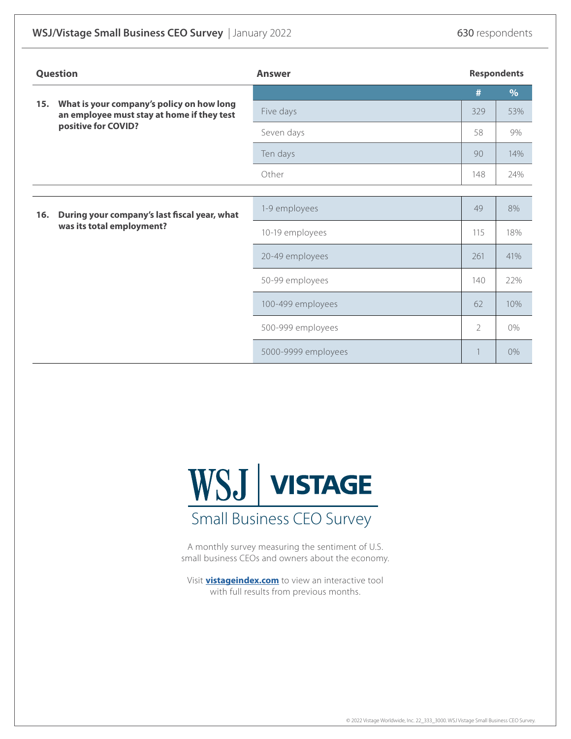| Question | Answer | # | % |
|---|---|---|---|
| 15. What is your company's policy on how long an employee must stay at home if they test positive for COVID? | Five days | 329 | 53% |
| | Seven days | 58 | 9% |
| | Ten days | 90 | 14% |
| | Other | 148 | 24% |
| 16. During your company's last fiscal year, what was its total employment? | 1-9 employees | 49 | 8% |
| | 10-19 employees | 115 | 18% |
| | 20-49 employees | 261 | 41% |
| | 50-99 employees | 140 | 22% |
| | 100-499 employees | 62 | 10% |
| | 500-999 employees | 2 | 0% |
| | 5000-9999 employees | 1 | 0% |

WSJ | VISTAGE

Small Business CEO Survey

A monthly survey measuring the sentiment of U.S. small business CEOs and owners about the economy.

Visit **vistageindex.com** to view an interactive tool with full results from previous months.

© 2022 Vistage Worldwide, Inc. 22_333_3000. WSJ Vistage Small Business CEO Survey.